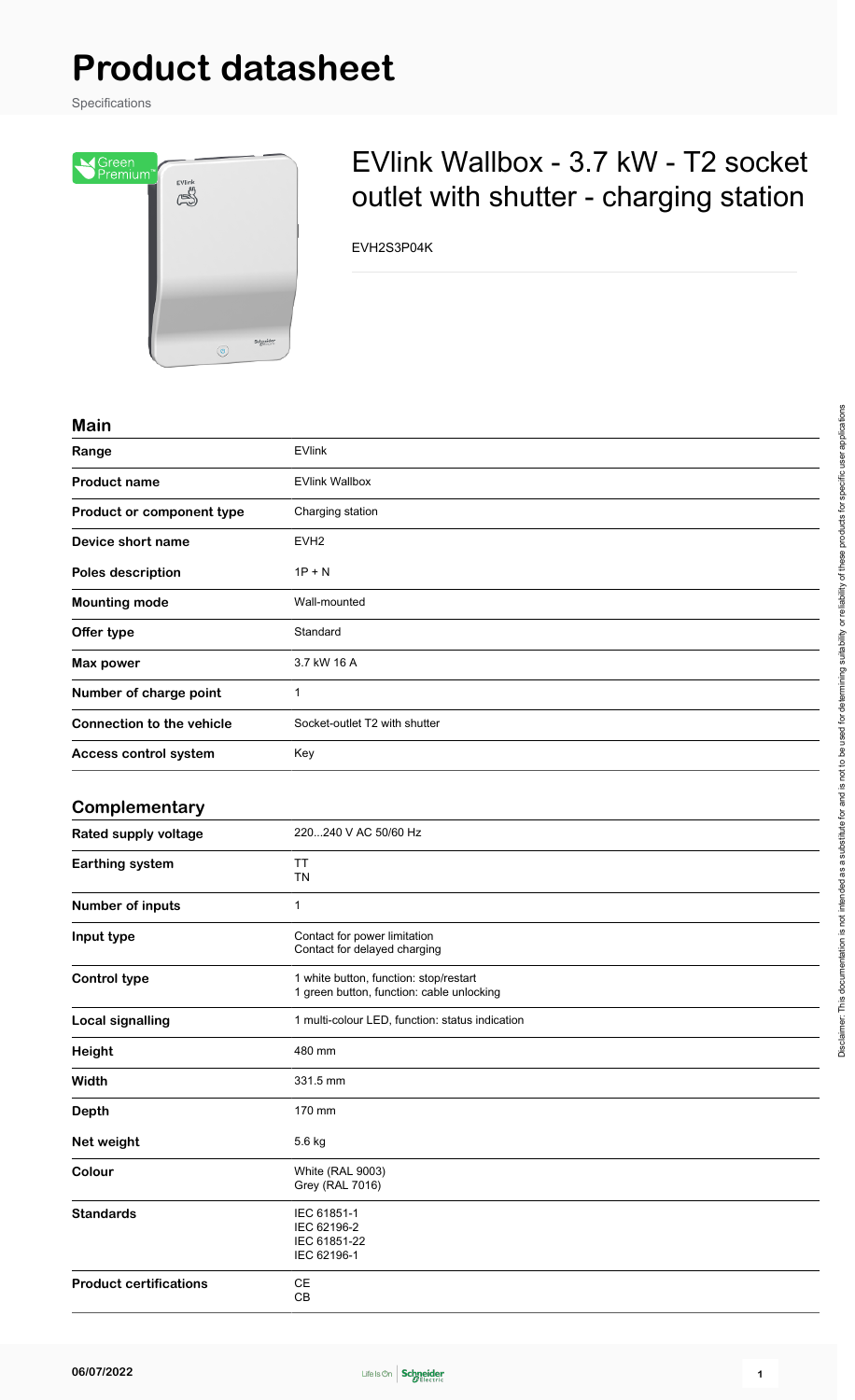# Product datasheet

Specifications

## EVlink Wallbox - 3.7 kW - T2 socket outlet with shutter - charging station

EVH2S3P04K

### Main

| | |
|---|---|
| **Range** | EVlink |
| **Product name** | EVlink Wallbox |
| **Product or component type** | Charging station |
| **Device short name** | EVH2 |
| **Poles description** | 1P + N |
| **Mounting mode** | Wall-mounted |
| **Offer type** | Standard |
| **Max power** | 3.7 kW 16 A |
| **Number of charge point** | 1 |
| **Connection to the vehicle** | Socket-outlet T2 with shutter |
| **Access control system** | Key |

### Complementary

| | |
|---|---|
| **Rated supply voltage** | 220...240 V AC 50/60 Hz |
| **Earthing system** | TT<br>TN |
| **Number of inputs** | 1 |
| **Input type** | Contact for power limitation<br>Contact for delayed charging |
| **Control type** | 1 white button, function: stop/restart<br>1 green button, function: cable unlocking |
| **Local signalling** | 1 multi-colour LED, function: status indication |
| **Height** | 480 mm |
| **Width** | 331.5 mm |
| **Depth** | 170 mm |
| **Net weight** | 5.6 kg |
| **Colour** | White (RAL 9003)<br>Grey (RAL 7016) |
| **Standards** | IEC 61851-1<br>IEC 62196-2<br>IEC 61851-22<br>IEC 62196-1 |
| **Product certifications** | CE<br>CB |

Disclaimer: This documentation is not intended as a substitute for and is not to be used for determining suitability or reliability of these products for specific user applications

06/07/2022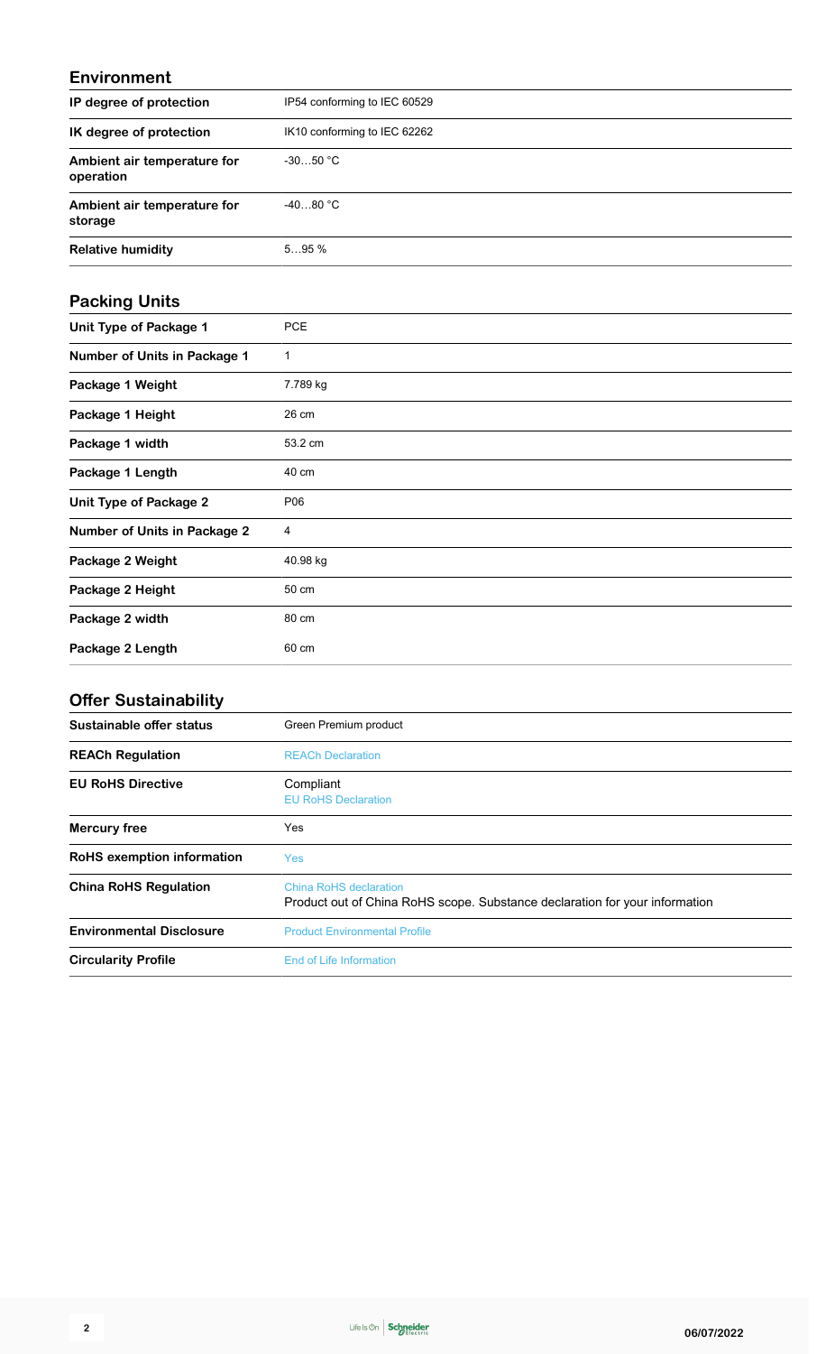## Environment

| | |
|---|---|
| IP degree of protection | IP54 conforming to IEC 60529 |
| IK degree of protection | IK10 conforming to IEC 62262 |
| Ambient air temperature for operation | -30…50 °C |
| Ambient air temperature for storage | -40…80 °C |
| Relative humidity | 5…95 % |

## Packing Units

| | |
|---|---|
| Unit Type of Package 1 | PCE |
| Number of Units in Package 1 | 1 |
| Package 1 Weight | 7.789 kg |
| Package 1 Height | 26 cm |
| Package 1 width | 53.2 cm |
| Package 1 Length | 40 cm |
| Unit Type of Package 2 | P06 |
| Number of Units in Package 2 | 4 |
| Package 2 Weight | 40.98 kg |
| Package 2 Height | 50 cm |
| Package 2 width | 80 cm |
| Package 2 Length | 60 cm |

## Offer Sustainability

| | |
|---|---|
| Sustainable offer status | Green Premium product |
| REACh Regulation | REACh Declaration |
| EU RoHS Directive | Compliant<br>EU RoHS Declaration |
| Mercury free | Yes |
| RoHS exemption information | Yes |
| China RoHS Regulation | China RoHS declaration<br>Product out of China RoHS scope. Substance declaration for your information |
| Environmental Disclosure | Product Environmental Profile |
| Circularity Profile | End of Life Information |